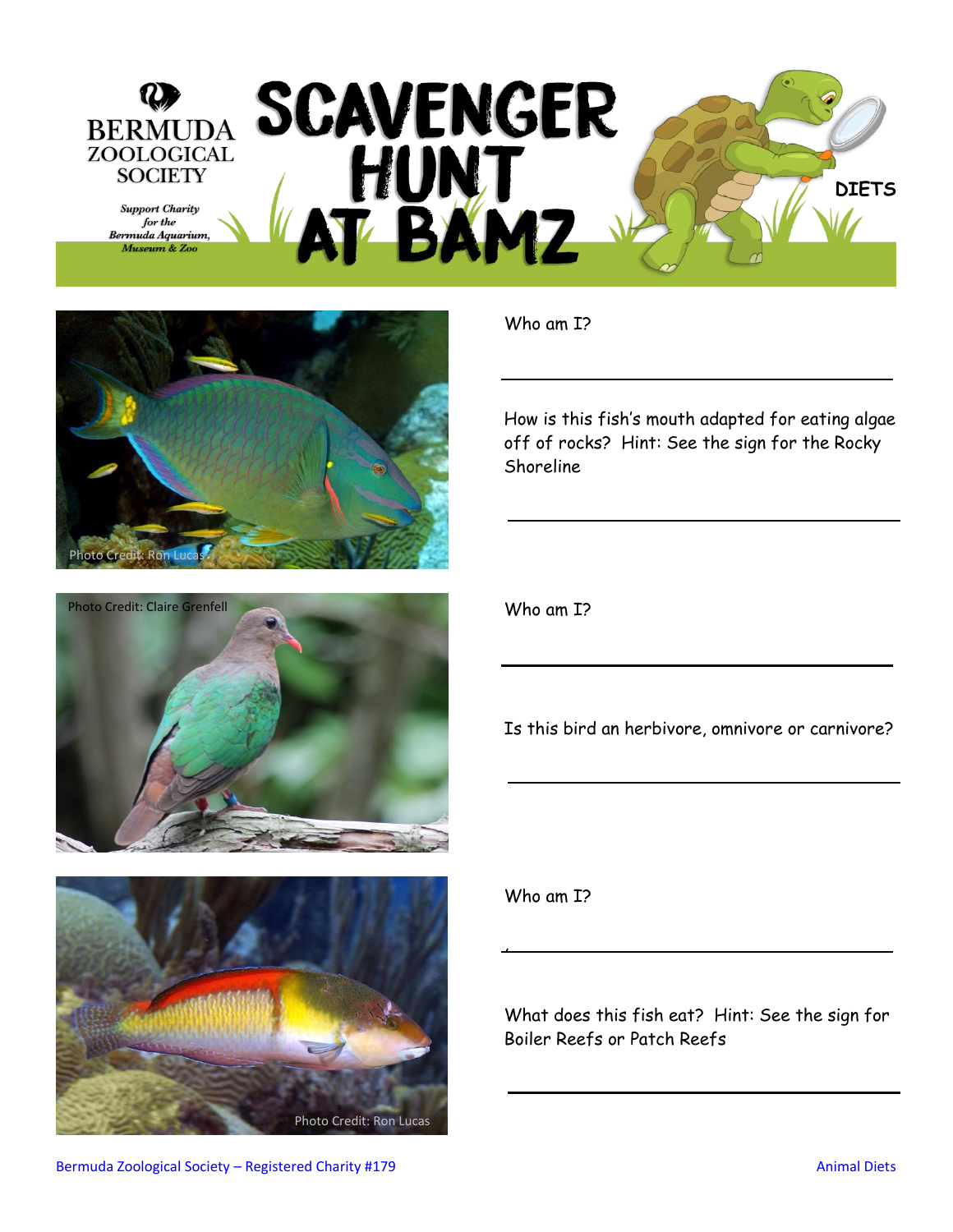BERMUDA ZOOLOGICAL SOCIETY

*Support Charity for the Bermuda Aquarium, Museum & Zoo*

# SCAVENGER HUNT AT BAMZ

**DIETS**

Photo Credit: Ron Lucas

Who am I?

______________________________

How is this fish's mouth adapted for eating algae off of rocks? Hint: See the sign for the Rocky Shoreline

______________________________

Photo Credit: Claire Grenfell

Who am I?

______________________________

Is this bird an herbivore, omnivore or carnivore?

______________________________

Photo Credit: Ron Lucas

Who am I?

______________________________

What does this fish eat? Hint: See the sign for Boiler Reefs or Patch Reefs

______________________________

Bermuda Zoological Society – Registered Charity #179

Animal Diets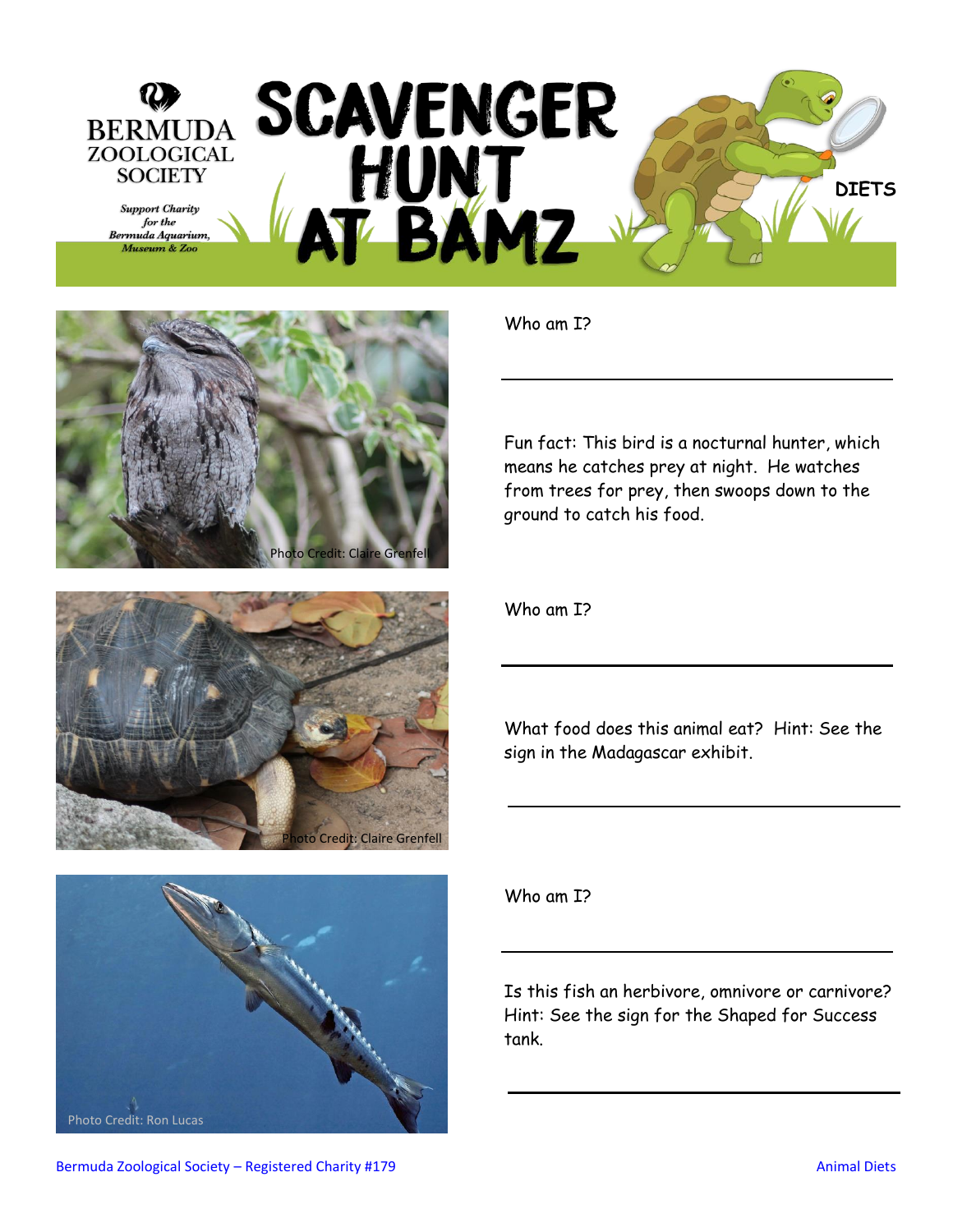# SCAVENGER HUNT AT BAMZ

BERMUDA ZOOLOGICAL SOCIETY

*Support Charity for the Bermuda Aquarium, Museum & Zoo*

**DIETS**

Photo Credit: Claire Grenfell

Who am I?

______________________________

Fun fact: This bird is a nocturnal hunter, which means he catches prey at night. He watches from trees for prey, then swoops down to the ground to catch his food.

Photo Credit: Claire Grenfell

Who am I?

______________________________

What food does this animal eat? Hint: See the sign in the Madagascar exhibit.

______________________________

Photo Credit: Ron Lucas

Who am I?

______________________________

Is this fish an herbivore, omnivore or carnivore? Hint: See the sign for the Shaped for Success tank.

______________________________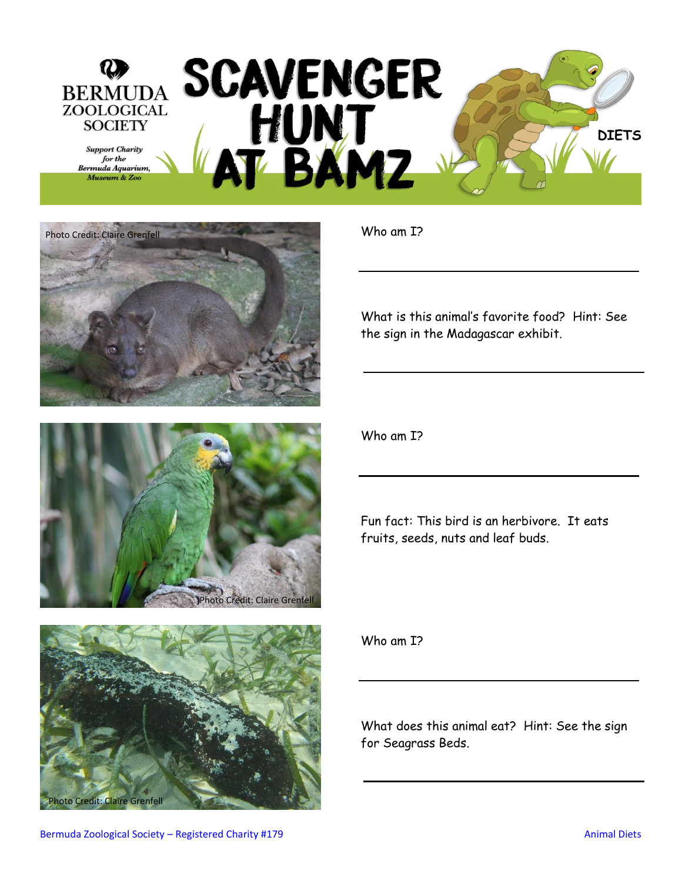# SCAVENGER HUNT AT BAMZ

BERMUDA ZOOLOGICAL SOCIETY

*Support Charity for the Bermuda Aquarium, Museum & Zoo*

**DIETS**

Photo Credit: Claire Grenfell

Who am I?

______________________________

What is this animal's favorite food? Hint: See the sign in the Madagascar exhibit.

______________________________

Photo Credit: Claire Grenfell

Who am I?

______________________________

Fun fact: This bird is an herbivore. It eats fruits, seeds, nuts and leaf buds.

Photo Credit: Claire Grenfell

Who am I?

______________________________

What does this animal eat? Hint: See the sign for Seagrass Beds.

______________________________

Bermuda Zoological Society – Registered Charity #179

Animal Diets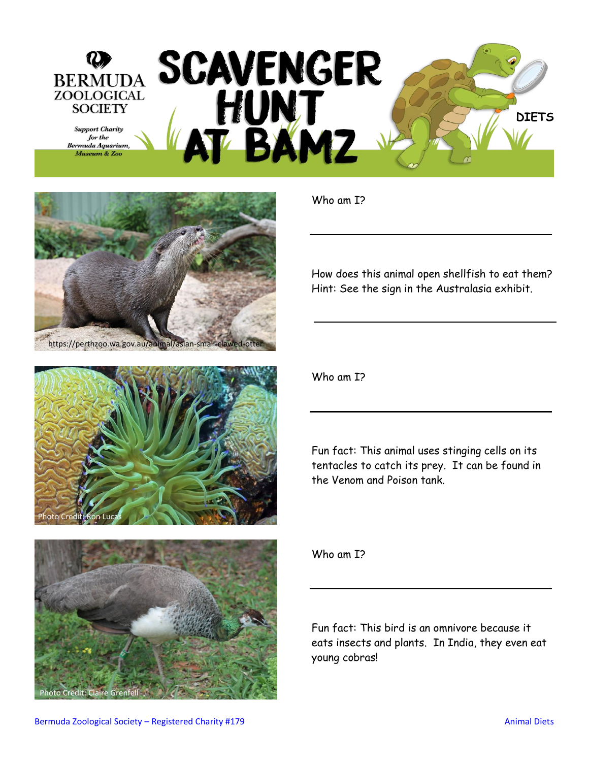BERMUDA ZOOLOGICAL SOCIETY

*Support Charity for the Bermuda Aquarium, Museum & Zoo*

# SCAVENGER HUNT AT BAMZ

DIETS

https://perthzoo.wa.gov.au/animal/asian-small-clawed-otter

Who am I?

______________________________

How does this animal open shellfish to eat them? Hint: See the sign in the Australasia exhibit.

______________________________

Photo Credit: Ron Lucas

Who am I?

______________________________

Fun fact: This animal uses stinging cells on its tentacles to catch its prey. It can be found in the Venom and Poison tank.

Photo Credit: Claire Grenfell

Who am I?

______________________________

Fun fact: This bird is an omnivore because it eats insects and plants. In India, they even eat young cobras!

Bermuda Zoological Society – Registered Charity #179

Animal Diets